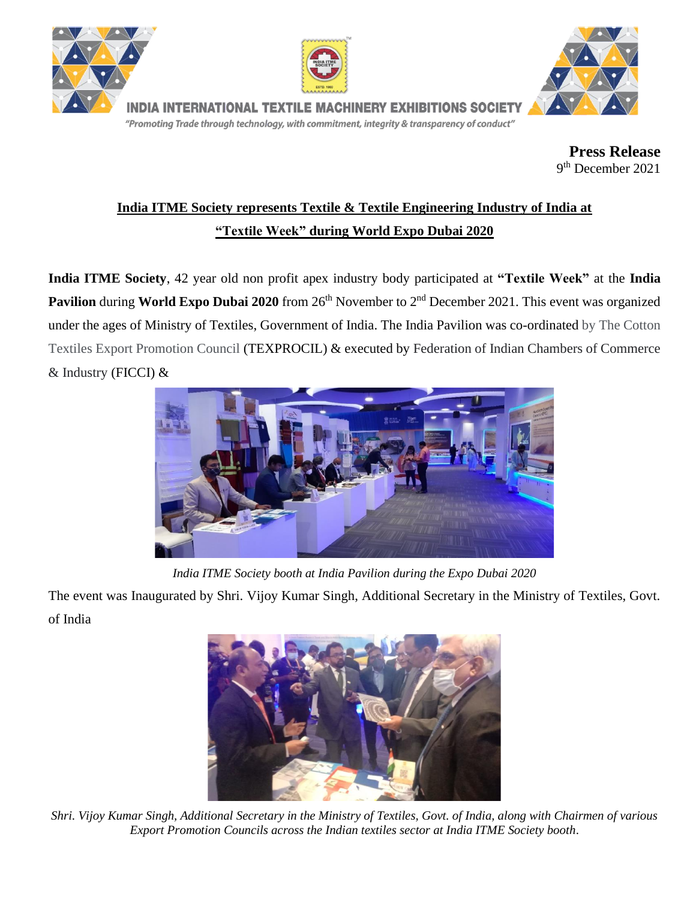INDIA INTERNATIONAL TEXTILE MACHINERY EXHIBITIONS SOCIETY

*"Promoting Trade through technology, with commitment, integrity & transparency of conduct"*

**Press Release**
9th December 2021

## India ITME Society represents Textile & Textile Engineering Industry of India at "Textile Week" during World Expo Dubai 2020

**India ITME Society**, 42 year old non profit apex industry body participated at **"Textile Week"** at the **India Pavilion** during **World Expo Dubai 2020** from 26th November to 2nd December 2021. This event was organized under the ages of Ministry of Textiles, Government of India. The India Pavilion was co-ordinated by The Cotton Textiles Export Promotion Council (TEXPROCIL) & executed by Federation of Indian Chambers of Commerce & Industry (FICCI) &

*India ITME Society booth at India Pavilion during the Expo Dubai 2020*

The event was Inaugurated by Shri. Vijoy Kumar Singh, Additional Secretary in the Ministry of Textiles, Govt. of India

*Shri. Vijoy Kumar Singh, Additional Secretary in the Ministry of Textiles, Govt. of India, along with Chairmen of various Export Promotion Councils across the Indian textiles sector at India ITME Society booth.*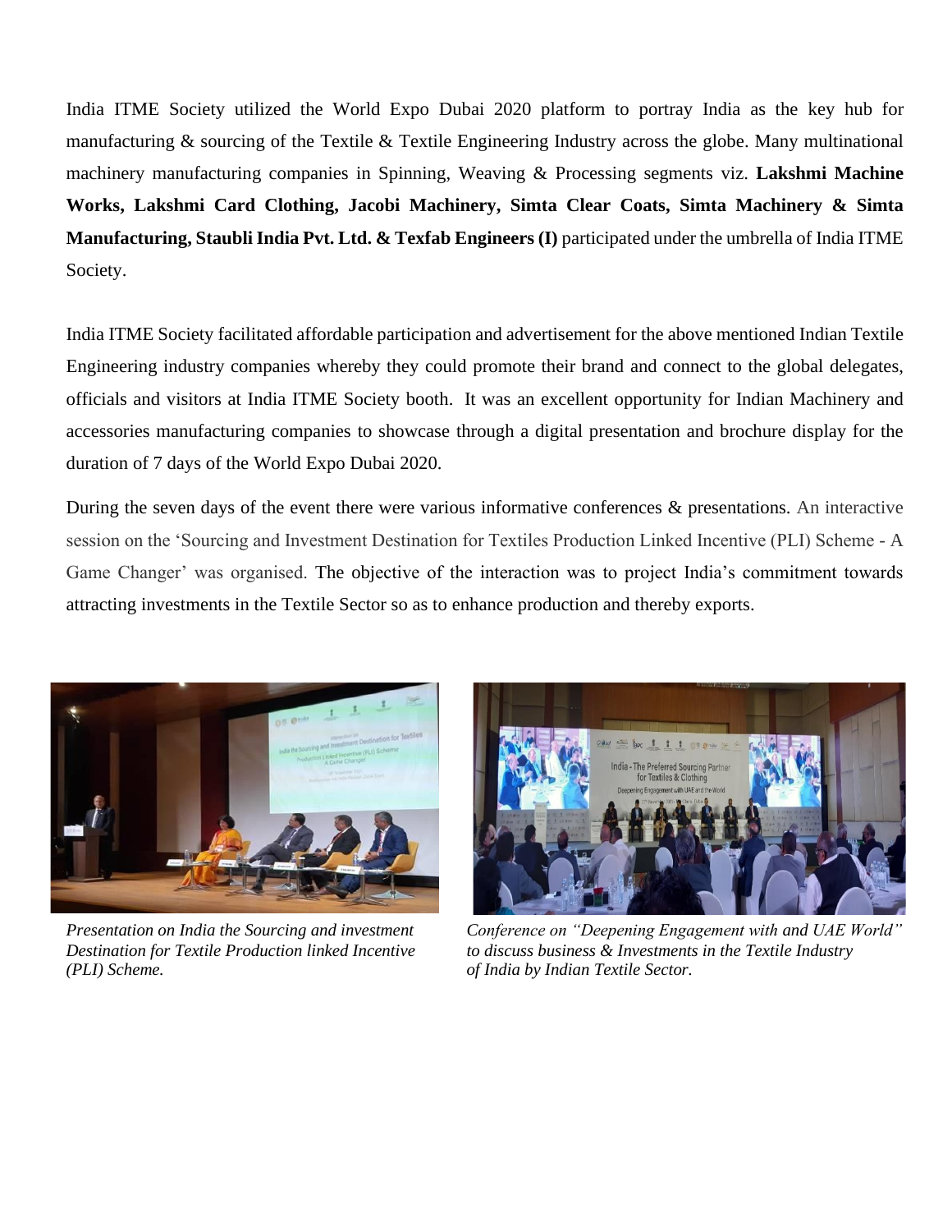India ITME Society utilized the World Expo Dubai 2020 platform to portray India as the key hub for manufacturing & sourcing of the Textile & Textile Engineering Industry across the globe. Many multinational machinery manufacturing companies in Spinning, Weaving & Processing segments viz. **Lakshmi Machine Works, Lakshmi Card Clothing, Jacobi Machinery, Simta Clear Coats, Simta Machinery & Simta Manufacturing, Staubli India Pvt. Ltd. & Texfab Engineers (I)** participated under the umbrella of India ITME Society.

India ITME Society facilitated affordable participation and advertisement for the above mentioned Indian Textile Engineering industry companies whereby they could promote their brand and connect to the global delegates, officials and visitors at India ITME Society booth. It was an excellent opportunity for Indian Machinery and accessories manufacturing companies to showcase through a digital presentation and brochure display for the duration of 7 days of the World Expo Dubai 2020.

During the seven days of the event there were various informative conferences & presentations. An interactive session on the 'Sourcing and Investment Destination for Textiles Production Linked Incentive (PLI) Scheme - A Game Changer' was organised. The objective of the interaction was to project India's commitment towards attracting investments in the Textile Sector so as to enhance production and thereby exports.

*Presentation on India the Sourcing and investment Destination for Textile Production linked Incentive (PLI) Scheme.*

*Conference on "Deepening Engagement with and UAE World" to discuss business & Investments in the Textile Industry of India by Indian Textile Sector.*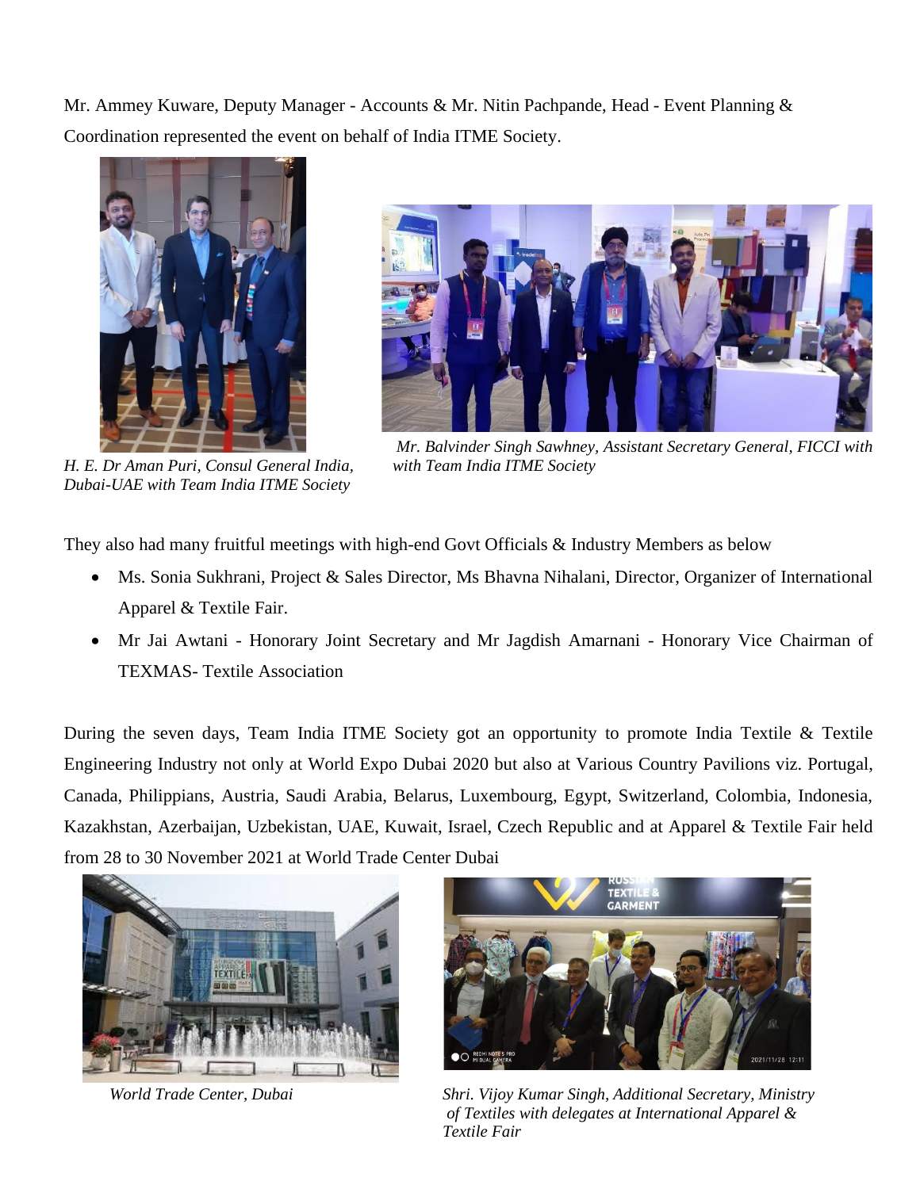Mr. Ammey Kuware, Deputy Manager - Accounts & Mr. Nitin Pachpande, Head - Event Planning & Coordination represented the event on behalf of India ITME Society.

*H. E. Dr Aman Puri, Consul General India, Dubai-UAE with Team India ITME Society*

*Mr. Balvinder Singh Sawhney, Assistant Secretary General, FICCI with with Team India ITME Society*

They also had many fruitful meetings with high-end Govt Officials & Industry Members as below

- Ms. Sonia Sukhrani, Project & Sales Director, Ms Bhavna Nihalani, Director, Organizer of International Apparel & Textile Fair.
- Mr Jai Awtani - Honorary Joint Secretary and Mr Jagdish Amarnani - Honorary Vice Chairman of TEXMAS- Textile Association

During the seven days, Team India ITME Society got an opportunity to promote India Textile & Textile Engineering Industry not only at World Expo Dubai 2020 but also at Various Country Pavilions viz. Portugal, Canada, Philippians, Austria, Saudi Arabia, Belarus, Luxembourg, Egypt, Switzerland, Colombia, Indonesia, Kazakhstan, Azerbaijan, Uzbekistan, UAE, Kuwait, Israel, Czech Republic and at Apparel & Textile Fair held from 28 to 30 November 2021 at World Trade Center Dubai

*World Trade Center, Dubai*

*Shri. Vijoy Kumar Singh, Additional Secretary, Ministry of Textiles with delegates at International Apparel & Textile Fair*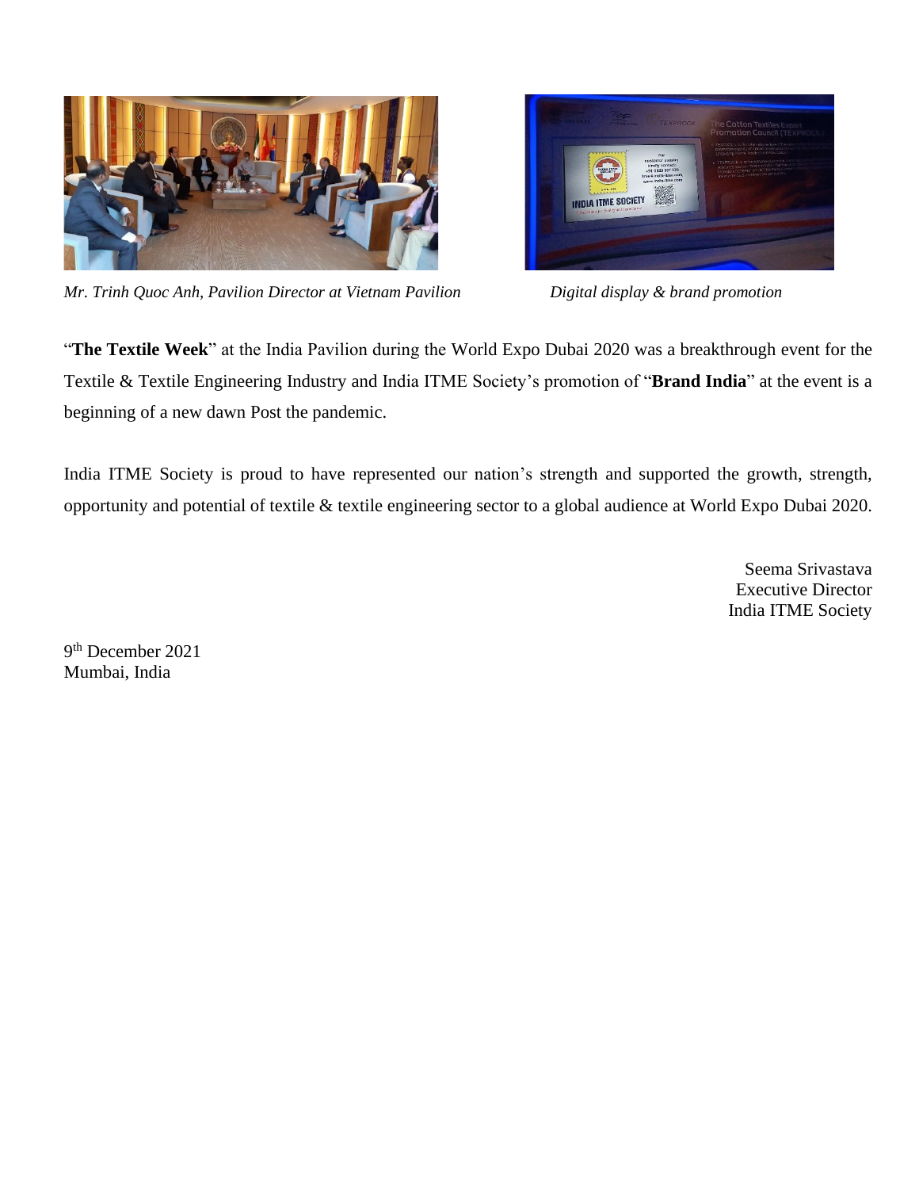*Mr. Trinh Quoc Anh, Pavilion Director at Vietnam Pavilion*

*Digital display & brand promotion*

"**The Textile Week**" at the India Pavilion during the World Expo Dubai 2020 was a breakthrough event for the Textile & Textile Engineering Industry and India ITME Society's promotion of "**Brand India**" at the event is a beginning of a new dawn Post the pandemic.

India ITME Society is proud to have represented our nation's strength and supported the growth, strength, opportunity and potential of textile & textile engineering sector to a global audience at World Expo Dubai 2020.

Seema Srivastava
Executive Director
India ITME Society

9th December 2021
Mumbai, India